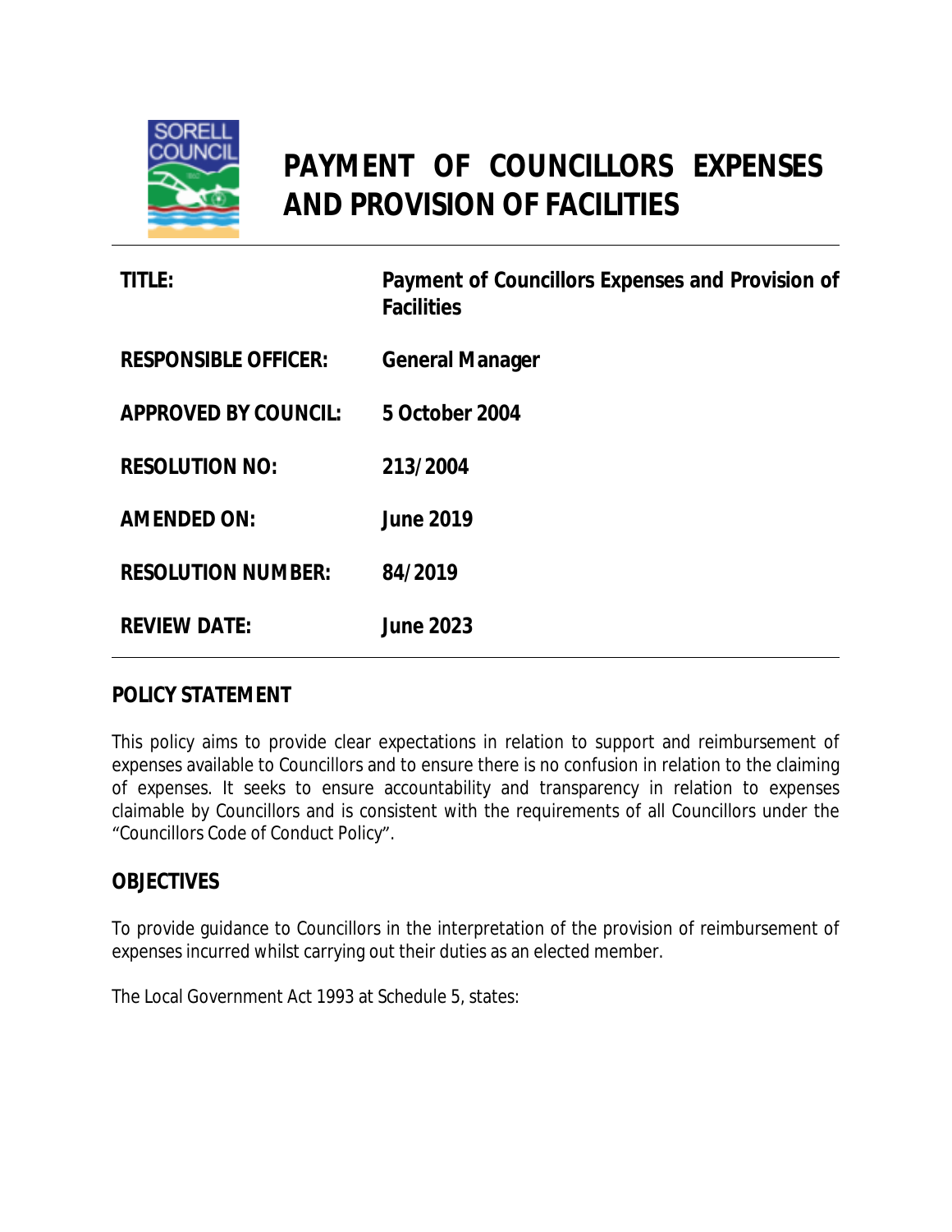# PAYMENT OF COUNCILLORS EXPENSES AND PROVISION OF FACILITIES

| | |
|---|---|
| **TITLE:** | **Payment of Councillors Expenses and Provision of Facilities** |
| **RESPONSIBLE OFFICER:** | **General Manager** |
| **APPROVED BY COUNCIL:** | **5 October 2004** |
| **RESOLUTION NO:** | **213/2004** |
| **AMENDED ON:** | **June 2019** |
| **RESOLUTION NUMBER:** | **84/2019** |
| **REVIEW DATE:** | **June 2023** |

## POLICY STATEMENT

This policy aims to provide clear expectations in relation to support and reimbursement of expenses available to Councillors and to ensure there is no confusion in relation to the claiming of expenses. It seeks to ensure accountability and transparency in relation to expenses claimable by Councillors and is consistent with the requirements of all Councillors under the "Councillors Code of Conduct Policy".

## OBJECTIVES

To provide guidance to Councillors in the interpretation of the provision of reimbursement of expenses incurred whilst carrying out their duties as an elected member.

The Local Government Act 1993 at Schedule 5, states: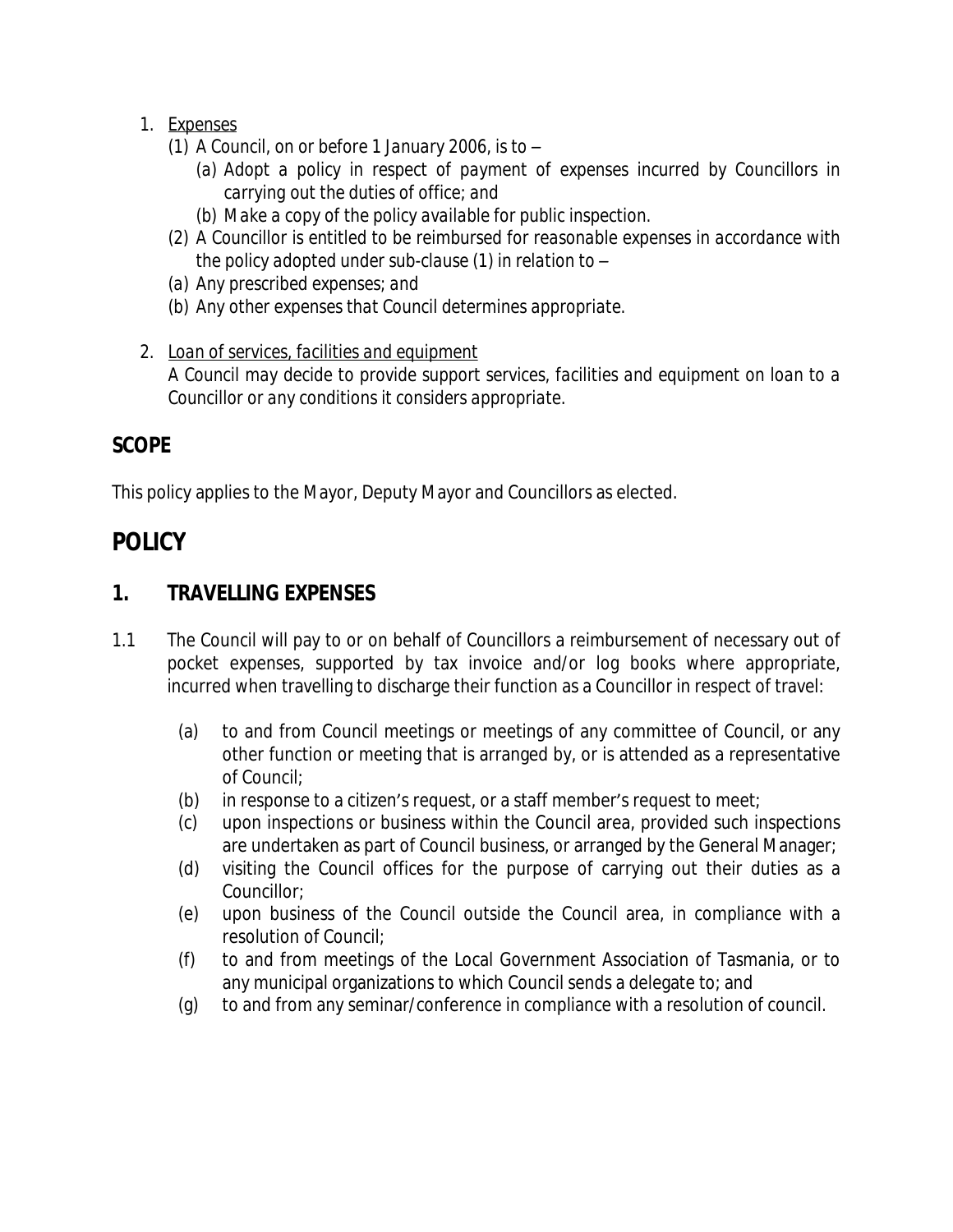1. Expenses
   1. A Council, on or before 1 January 2006, is to –
      1. Adopt a policy in respect of payment of expenses incurred by Councillors in carrying out the duties of office; and
      2. Make a copy of the policy available for public inspection.
   2. A Councillor is entitled to be reimbursed for reasonable expenses in accordance with the policy adopted under sub-clause (1) in relation to –
   (a) Any prescribed expenses; and
   (b) Any other expenses that Council determines appropriate.

2. Loan of services, facilities and equipment
   A Council may decide to provide support services, facilities and equipment on loan to a Councillor or any conditions it considers appropriate.

**SCOPE**

This policy applies to the Mayor, Deputy Mayor and Councillors as elected.

# POLICY

## 1. TRAVELLING EXPENSES

1.1 The Council will pay to or on behalf of Councillors a reimbursement of necessary out of pocket expenses, supported by tax invoice and/or log books where appropriate, incurred when travelling to discharge their function as a Councillor in respect of travel:

(a) to and from Council meetings or meetings of any committee of Council, or any other function or meeting that is arranged by, or is attended as a representative of Council;

(b) in response to a citizen's request, or a staff member's request to meet;

(c) upon inspections or business within the Council area, provided such inspections are undertaken as part of Council business, or arranged by the General Manager;

(d) visiting the Council offices for the purpose of carrying out their duties as a Councillor;

(e) upon business of the Council outside the Council area, in compliance with a resolution of Council;

(f) to and from meetings of the Local Government Association of Tasmania, or to any municipal organizations to which Council sends a delegate to; and

(g) to and from any seminar/conference in compliance with a resolution of council.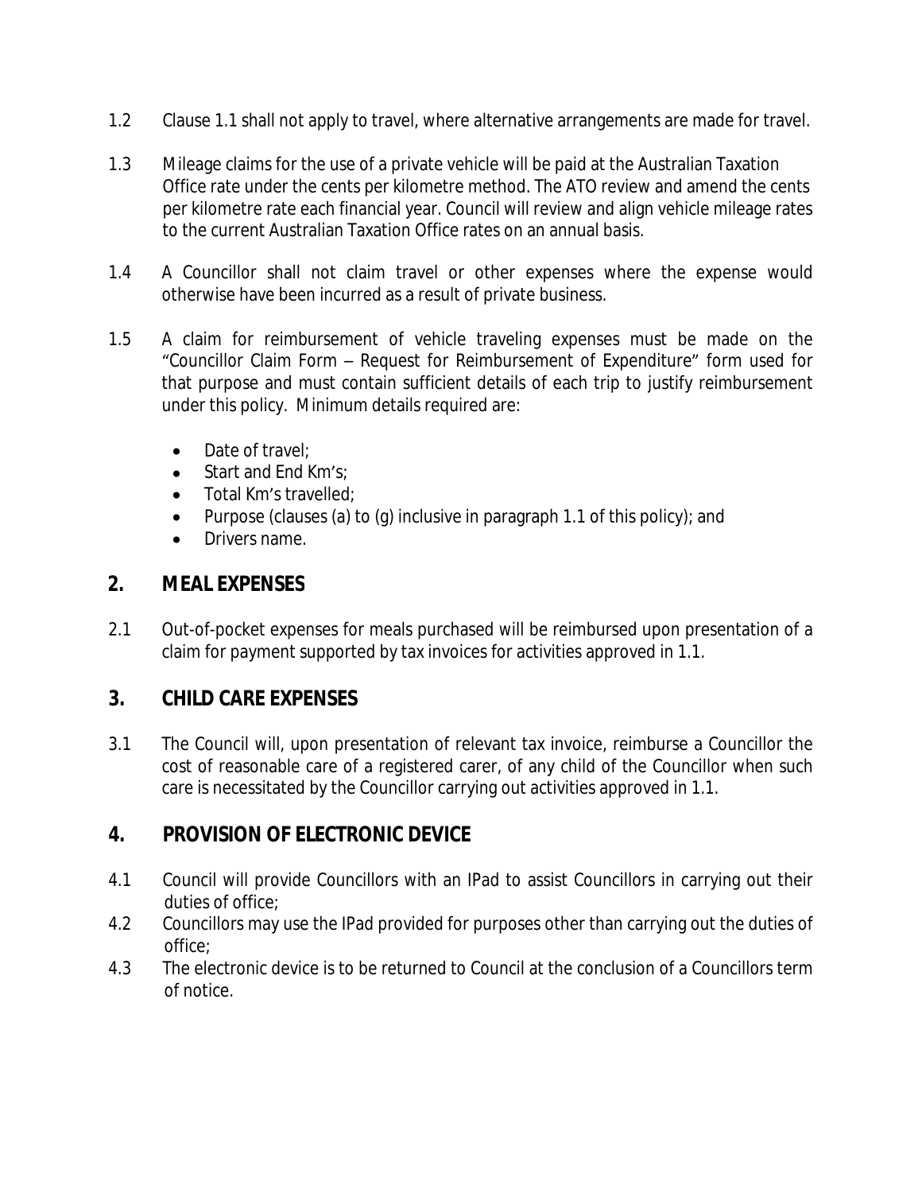1.2 Clause 1.1 shall not apply to travel, where alternative arrangements are made for travel.

1.3 Mileage claims for the use of a private vehicle will be paid at the Australian Taxation Office rate under the cents per kilometre method. The ATO review and amend the cents per kilometre rate each financial year. Council will review and align vehicle mileage rates to the current Australian Taxation Office rates on an annual basis.

1.4 A Councillor shall not claim travel or other expenses where the expense would otherwise have been incurred as a result of private business.

1.5 A claim for reimbursement of vehicle traveling expenses must be made on the "Councillor Claim Form – Request for Reimbursement of Expenditure" form used for that purpose and must contain sufficient details of each trip to justify reimbursement under this policy. Minimum details required are:

- Date of travel;
- Start and End Km's;
- Total Km's travelled;
- Purpose (clauses (a) to (g) inclusive in paragraph 1.1 of this policy); and
- Drivers name.

## 2. MEAL EXPENSES

2.1 Out-of-pocket expenses for meals purchased will be reimbursed upon presentation of a claim for payment supported by tax invoices for activities approved in 1.1.

## 3. CHILD CARE EXPENSES

3.1 The Council will, upon presentation of relevant tax invoice, reimburse a Councillor the cost of reasonable care of a registered carer, of any child of the Councillor when such care is necessitated by the Councillor carrying out activities approved in 1.1.

## 4. PROVISION OF ELECTRONIC DEVICE

4.1 Council will provide Councillors with an IPad to assist Councillors in carrying out their duties of office;

4.2 Councillors may use the IPad provided for purposes other than carrying out the duties of office;

4.3 The electronic device is to be returned to Council at the conclusion of a Councillors term of notice.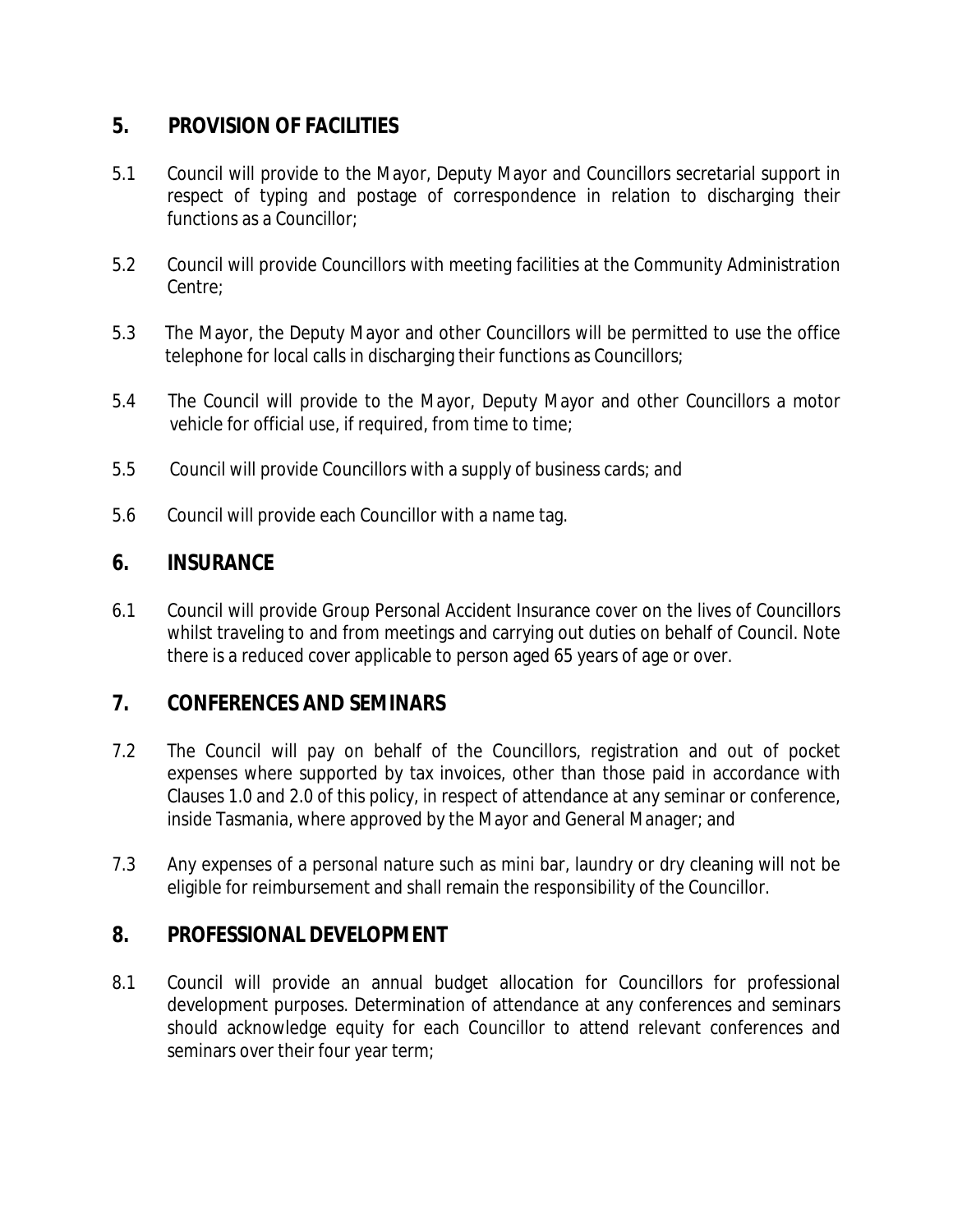## 5. PROVISION OF FACILITIES

5.1 Council will provide to the Mayor, Deputy Mayor and Councillors secretarial support in respect of typing and postage of correspondence in relation to discharging their functions as a Councillor;

5.2 Council will provide Councillors with meeting facilities at the Community Administration Centre;

5.3 The Mayor, the Deputy Mayor and other Councillors will be permitted to use the office telephone for local calls in discharging their functions as Councillors;

5.4 The Council will provide to the Mayor, Deputy Mayor and other Councillors a motor vehicle for official use, if required, from time to time;

5.5 Council will provide Councillors with a supply of business cards; and

5.6 Council will provide each Councillor with a name tag.

## 6. INSURANCE

6.1 Council will provide Group Personal Accident Insurance cover on the lives of Councillors whilst traveling to and from meetings and carrying out duties on behalf of Council. Note there is a reduced cover applicable to person aged 65 years of age or over.

## 7. CONFERENCES AND SEMINARS

7.2 The Council will pay on behalf of the Councillors, registration and out of pocket expenses where supported by tax invoices, other than those paid in accordance with Clauses 1.0 and 2.0 of this policy, in respect of attendance at any seminar or conference, inside Tasmania, where approved by the Mayor and General Manager; and

7.3 Any expenses of a personal nature such as mini bar, laundry or dry cleaning will not be eligible for reimbursement and shall remain the responsibility of the Councillor.

## 8. PROFESSIONAL DEVELOPMENT

8.1 Council will provide an annual budget allocation for Councillors for professional development purposes. Determination of attendance at any conferences and seminars should acknowledge equity for each Councillor to attend relevant conferences and seminars over their four year term;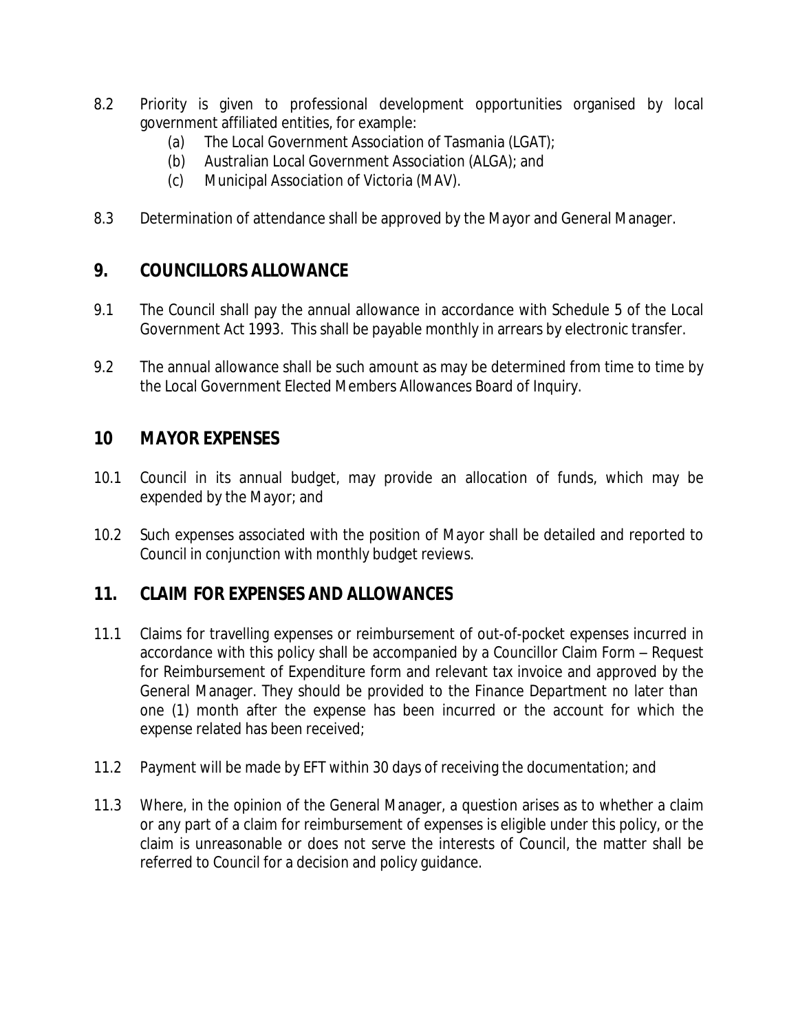8.2 Priority is given to professional development opportunities organised by local government affiliated entities, for example:

(a) The Local Government Association of Tasmania (LGAT);
(b) Australian Local Government Association (ALGA); and
(c) Municipal Association of Victoria (MAV).

8.3 Determination of attendance shall be approved by the Mayor and General Manager.

## 9. COUNCILLORS ALLOWANCE

9.1 The Council shall pay the annual allowance in accordance with Schedule 5 of the Local Government Act 1993. This shall be payable monthly in arrears by electronic transfer.

9.2 The annual allowance shall be such amount as may be determined from time to time by the Local Government Elected Members Allowances Board of Inquiry.

## 10 MAYOR EXPENSES

10.1 Council in its annual budget, may provide an allocation of funds, which may be expended by the Mayor; and

10.2 Such expenses associated with the position of Mayor shall be detailed and reported to Council in conjunction with monthly budget reviews.

## 11. CLAIM FOR EXPENSES AND ALLOWANCES

11.1 Claims for travelling expenses or reimbursement of out-of-pocket expenses incurred in accordance with this policy shall be accompanied by a Councillor Claim Form – Request for Reimbursement of Expenditure form and relevant tax invoice and approved by the General Manager. They should be provided to the Finance Department no later than one (1) month after the expense has been incurred or the account for which the expense related has been received;

11.2 Payment will be made by EFT within 30 days of receiving the documentation; and

11.3 Where, in the opinion of the General Manager, a question arises as to whether a claim or any part of a claim for reimbursement of expenses is eligible under this policy, or the claim is unreasonable or does not serve the interests of Council, the matter shall be referred to Council for a decision and policy guidance.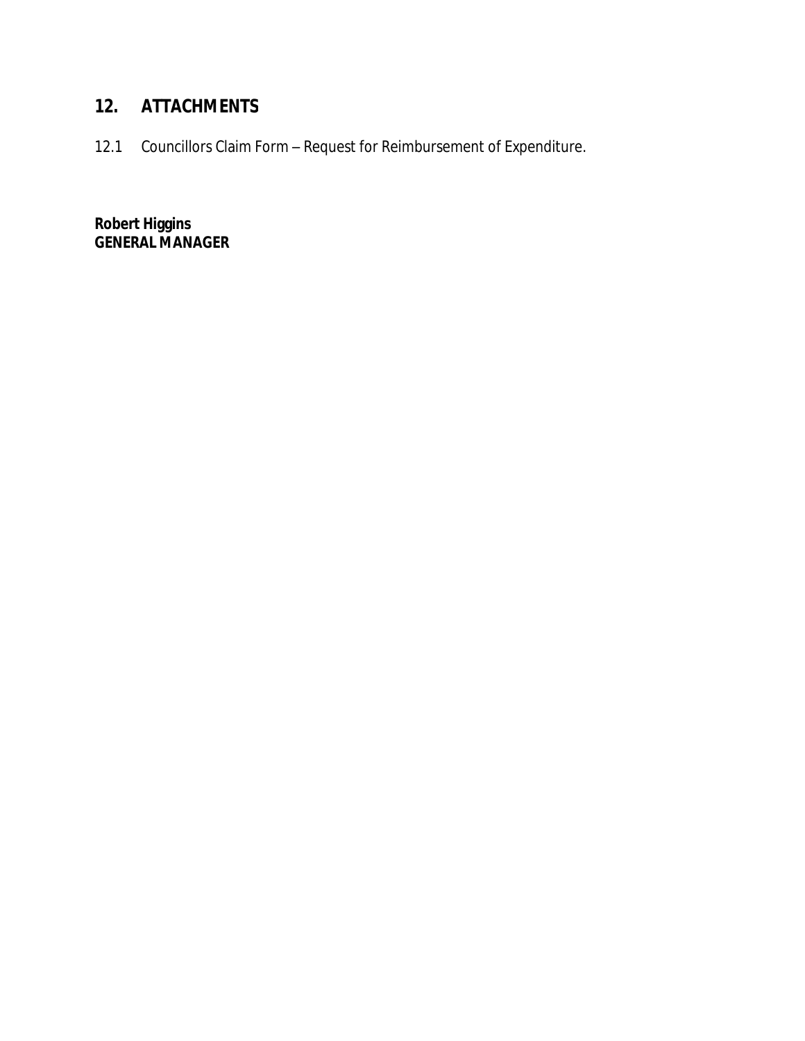## 12. ATTACHMENTS

12.1 Councillors Claim Form – Request for Reimbursement of Expenditure.

**Robert Higgins**
**GENERAL MANAGER**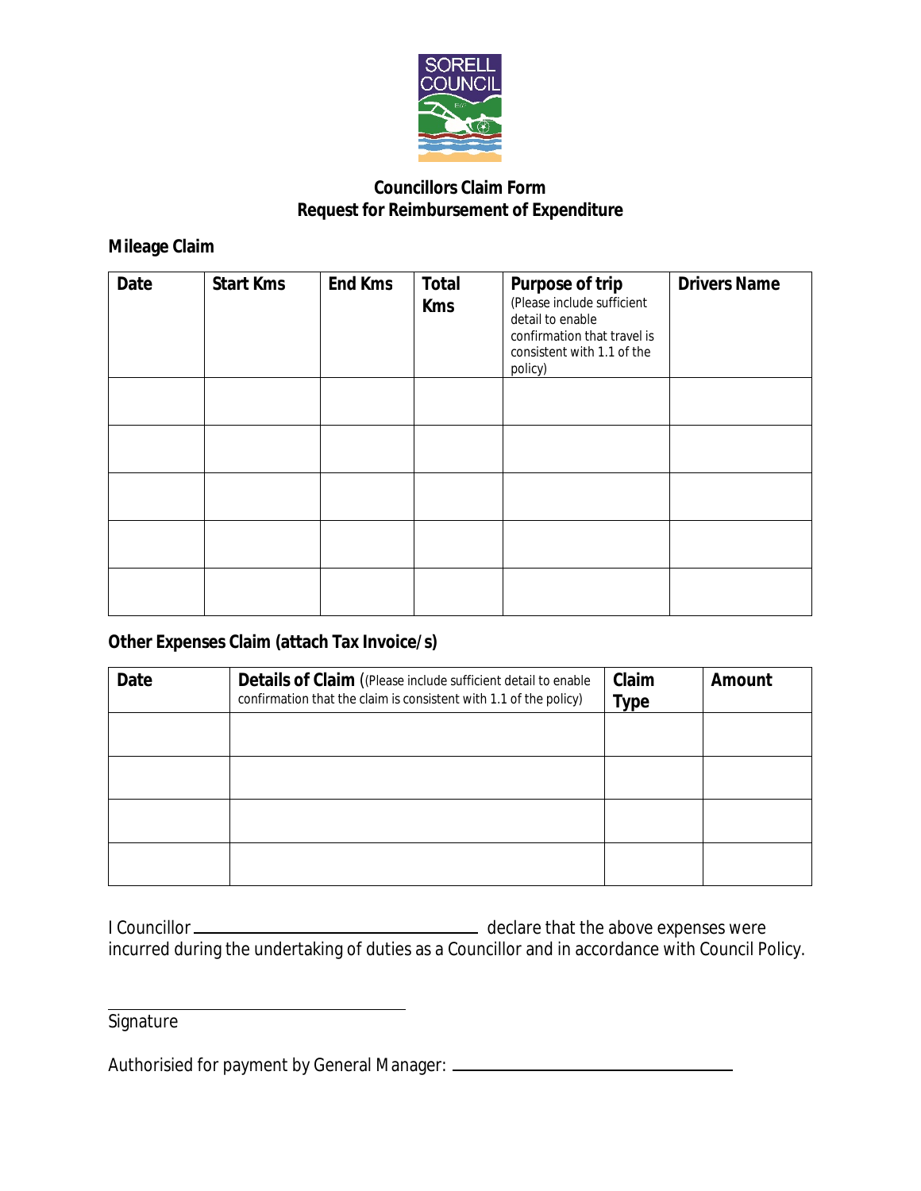**Councillors Claim Form**
**Request for Reimbursement of Expenditure**

**Mileage Claim**

| Date | Start Kms | End Kms | Total Kms | Purpose of trip (Please include sufficient detail to enable confirmation that travel is consistent with 1.1 of the policy) | Drivers Name |
|---|---|---|---|---|---|
| | | | | | |
| | | | | | |
| | | | | | |
| | | | | | |
| | | | | | |

**Other Expenses Claim (attach Tax Invoice/s)**

| Date | Details of Claim ((Please include sufficient detail to enable confirmation that the claim is consistent with 1.1 of the policy) | Claim Type | Amount |
|---|---|---|---|
| | | | |
| | | | |
| | | | |
| | | | |

I Councillor ______________________________ declare that the above expenses were incurred during the undertaking of duties as a Councillor and in accordance with Council Policy.

______________________________
Signature

Authorisied for payment by General Manager: ______________________________